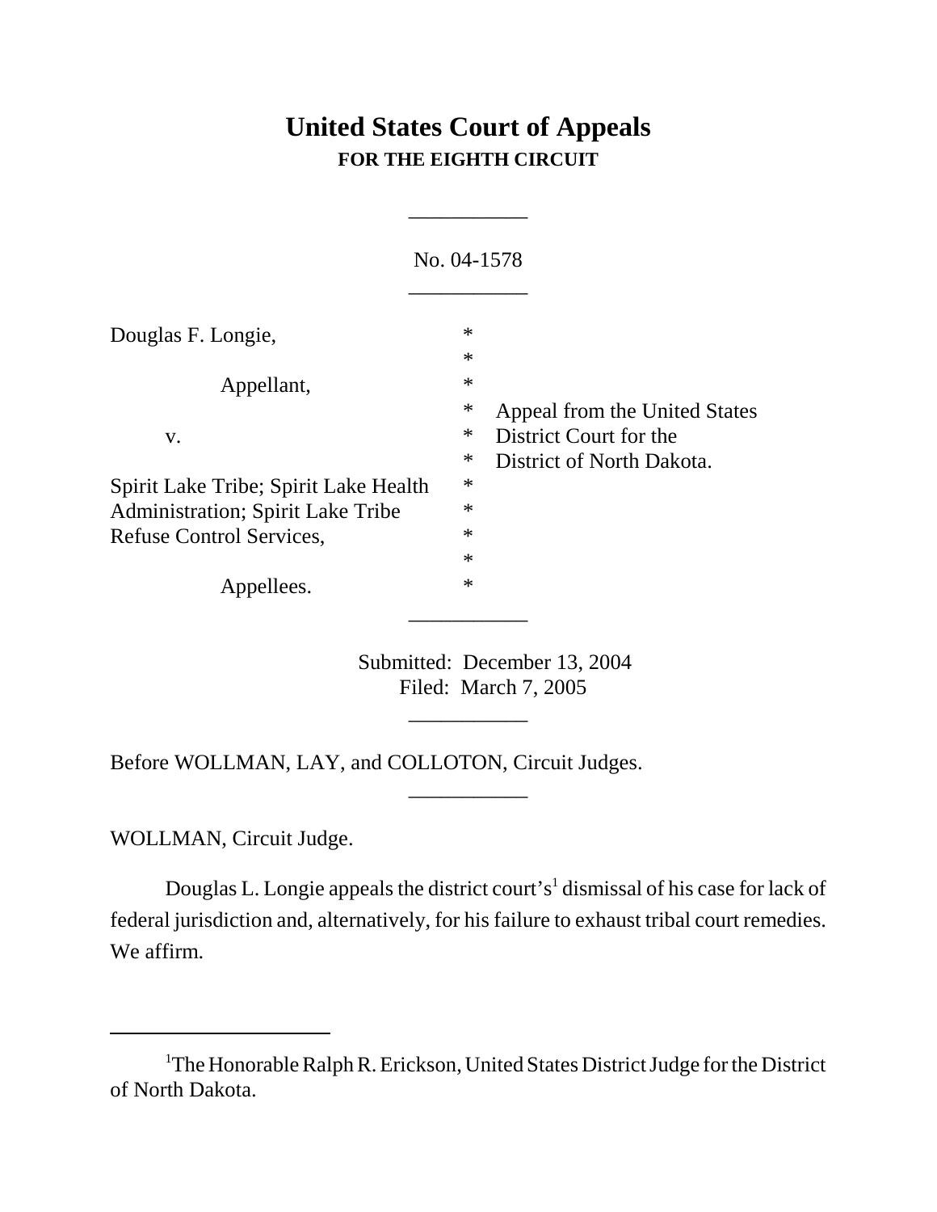# United States Court of Appeals
## FOR THE EIGHTH CIRCUIT

___________

No. 04-1578

___________

| | | |
|---|---|---|
| Douglas F. Longie, | * | |
| | * | |
| Appellant, | * | |
| | * | Appeal from the United States |
| v. | * | District Court for the |
| | * | District of North Dakota. |
| Spirit Lake Tribe; Spirit Lake Health | * | |
| Administration; Spirit Lake Tribe | * | |
| Refuse Control Services, | * | |
| | * | |
| Appellees. | * | |

___________

Submitted: December 13, 2004
Filed: March 7, 2005

___________

Before WOLLMAN, LAY, and COLLOTON, Circuit Judges.

___________

WOLLMAN, Circuit Judge.

Douglas L. Longie appeals the district court's[1] dismissal of his case for lack of federal jurisdiction and, alternatively, for his failure to exhaust tribal court remedies. We affirm.

---

[1]The Honorable Ralph R. Erickson, United States District Judge for the District of North Dakota.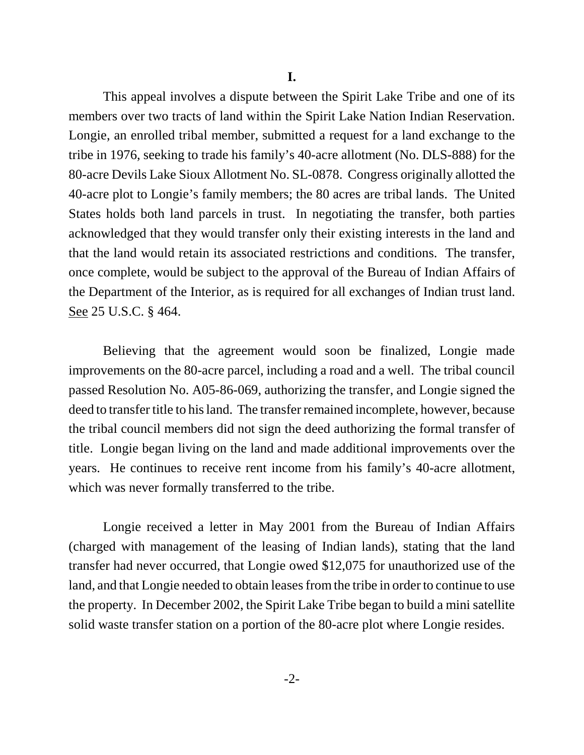## I.

This appeal involves a dispute between the Spirit Lake Tribe and one of its members over two tracts of land within the Spirit Lake Nation Indian Reservation. Longie, an enrolled tribal member, submitted a request for a land exchange to the tribe in 1976, seeking to trade his family's 40-acre allotment (No. DLS-888) for the 80-acre Devils Lake Sioux Allotment No. SL-0878. Congress originally allotted the 40-acre plot to Longie's family members; the 80 acres are tribal lands. The United States holds both land parcels in trust. In negotiating the transfer, both parties acknowledged that they would transfer only their existing interests in the land and that the land would retain its associated restrictions and conditions. The transfer, once complete, would be subject to the approval of the Bureau of Indian Affairs of the Department of the Interior, as is required for all exchanges of Indian trust land. See 25 U.S.C. § 464.

Believing that the agreement would soon be finalized, Longie made improvements on the 80-acre parcel, including a road and a well. The tribal council passed Resolution No. A05-86-069, authorizing the transfer, and Longie signed the deed to transfer title to his land. The transfer remained incomplete, however, because the tribal council members did not sign the deed authorizing the formal transfer of title. Longie began living on the land and made additional improvements over the years. He continues to receive rent income from his family's 40-acre allotment, which was never formally transferred to the tribe.

Longie received a letter in May 2001 from the Bureau of Indian Affairs (charged with management of the leasing of Indian lands), stating that the land transfer had never occurred, that Longie owed $12,075 for unauthorized use of the land, and that Longie needed to obtain leases from the tribe in order to continue to use the property. In December 2002, the Spirit Lake Tribe began to build a mini satellite solid waste transfer station on a portion of the 80-acre plot where Longie resides.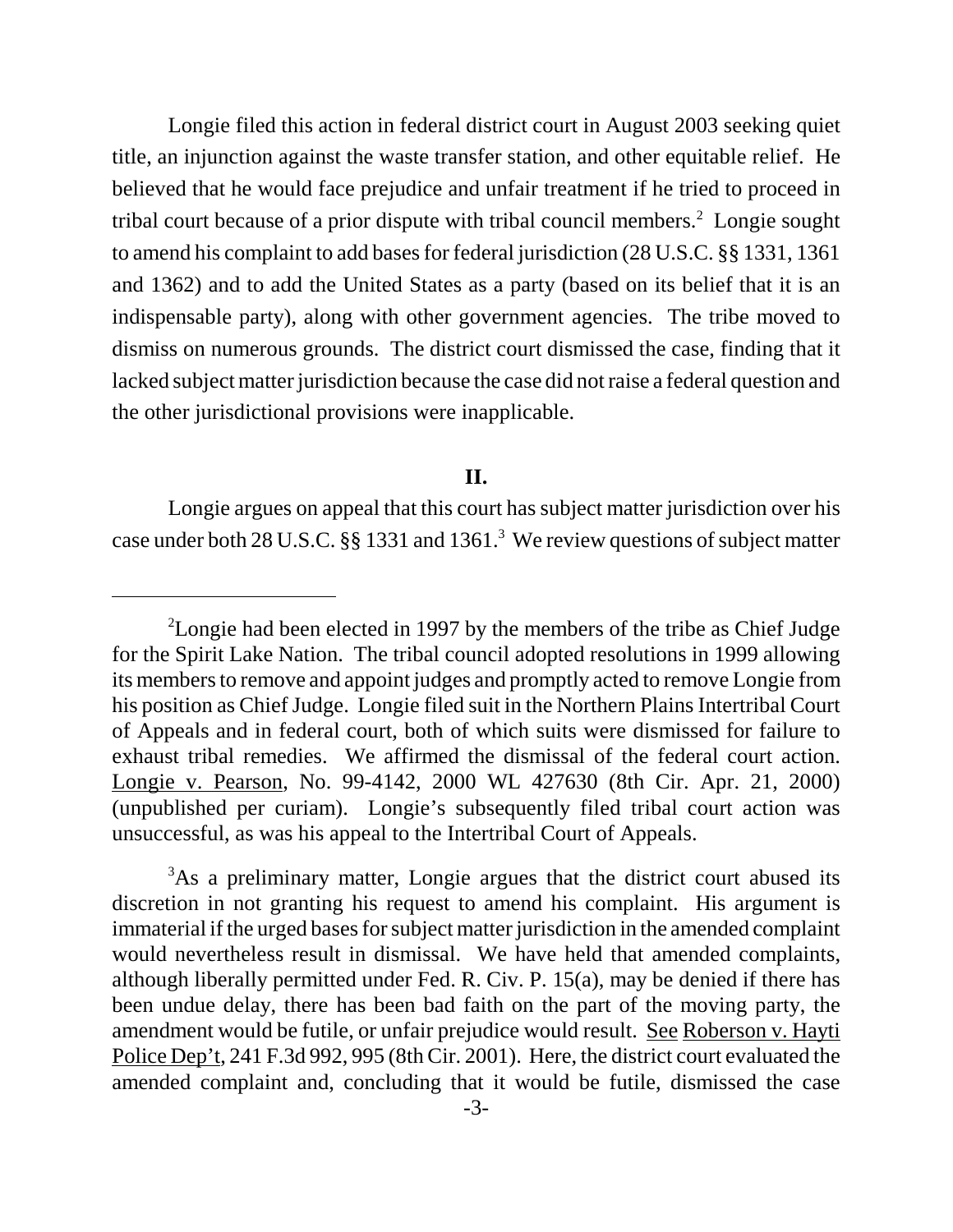Longie filed this action in federal district court in August 2003 seeking quiet title, an injunction against the waste transfer station, and other equitable relief. He believed that he would face prejudice and unfair treatment if he tried to proceed in tribal court because of a prior dispute with tribal council members.[2] Longie sought to amend his complaint to add bases for federal jurisdiction (28 U.S.C. §§ 1331, 1361 and 1362) and to add the United States as a party (based on its belief that it is an indispensable party), along with other government agencies. The tribe moved to dismiss on numerous grounds. The district court dismissed the case, finding that it lacked subject matter jurisdiction because the case did not raise a federal question and the other jurisdictional provisions were inapplicable.

## II.

Longie argues on appeal that this court has subject matter jurisdiction over his case under both 28 U.S.C. §§ 1331 and 1361.[3] We review questions of subject matter

---

[2]Longie had been elected in 1997 by the members of the tribe as Chief Judge for the Spirit Lake Nation. The tribal council adopted resolutions in 1999 allowing its members to remove and appoint judges and promptly acted to remove Longie from his position as Chief Judge. Longie filed suit in the Northern Plains Intertribal Court of Appeals and in federal court, both of which suits were dismissed for failure to exhaust tribal remedies. We affirmed the dismissal of the federal court action. Longie v. Pearson, No. 99-4142, 2000 WL 427630 (8th Cir. Apr. 21, 2000) (unpublished per curiam). Longie's subsequently filed tribal court action was unsuccessful, as was his appeal to the Intertribal Court of Appeals.

[3]As a preliminary matter, Longie argues that the district court abused its discretion in not granting his request to amend his complaint. His argument is immaterial if the urged bases for subject matter jurisdiction in the amended complaint would nevertheless result in dismissal. We have held that amended complaints, although liberally permitted under Fed. R. Civ. P. 15(a), may be denied if there has been undue delay, there has been bad faith on the part of the moving party, the amendment would be futile, or unfair prejudice would result. See Roberson v. Hayti Police Dep't, 241 F.3d 992, 995 (8th Cir. 2001). Here, the district court evaluated the amended complaint and, concluding that it would be futile, dismissed the case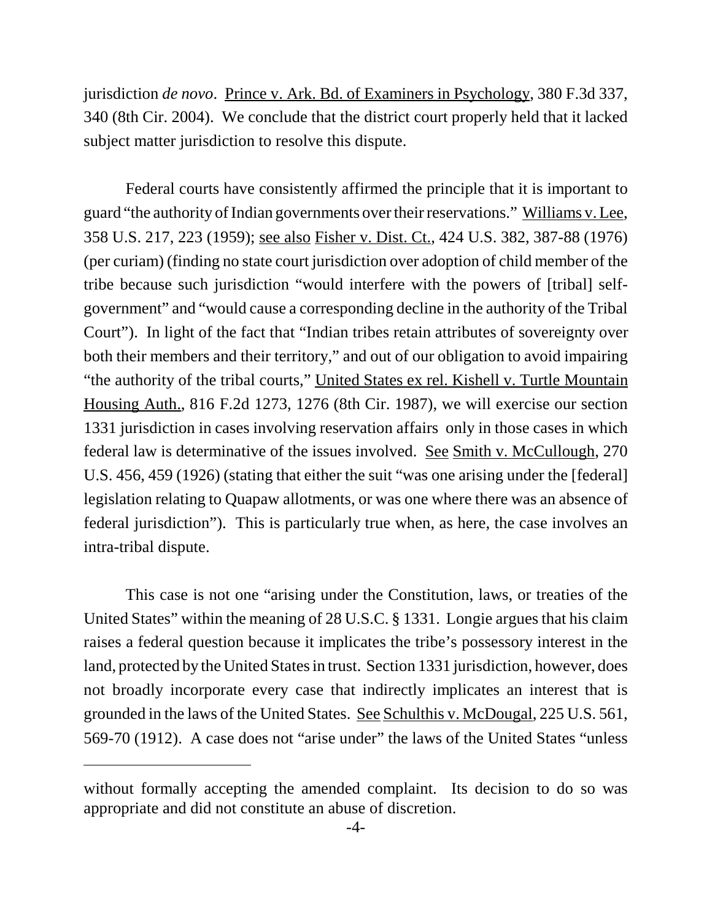jurisdiction *de novo*. Prince v. Ark. Bd. of Examiners in Psychology, 380 F.3d 337, 340 (8th Cir. 2004). We conclude that the district court properly held that it lacked subject matter jurisdiction to resolve this dispute.

Federal courts have consistently affirmed the principle that it is important to guard "the authority of Indian governments over their reservations." Williams v. Lee, 358 U.S. 217, 223 (1959); see also Fisher v. Dist. Ct., 424 U.S. 382, 387-88 (1976) (per curiam) (finding no state court jurisdiction over adoption of child member of the tribe because such jurisdiction "would interfere with the powers of [tribal] self-government" and "would cause a corresponding decline in the authority of the Tribal Court"). In light of the fact that "Indian tribes retain attributes of sovereignty over both their members and their territory," and out of our obligation to avoid impairing "the authority of the tribal courts," United States ex rel. Kishell v. Turtle Mountain Housing Auth., 816 F.2d 1273, 1276 (8th Cir. 1987), we will exercise our section 1331 jurisdiction in cases involving reservation affairs only in those cases in which federal law is determinative of the issues involved. See Smith v. McCullough, 270 U.S. 456, 459 (1926) (stating that either the suit "was one arising under the [federal] legislation relating to Quapaw allotments, or was one where there was an absence of federal jurisdiction"). This is particularly true when, as here, the case involves an intra-tribal dispute.

This case is not one "arising under the Constitution, laws, or treaties of the United States" within the meaning of 28 U.S.C. § 1331. Longie argues that his claim raises a federal question because it implicates the tribe's possessory interest in the land, protected by the United States in trust. Section 1331 jurisdiction, however, does not broadly incorporate every case that indirectly implicates an interest that is grounded in the laws of the United States. See Schulthis v. McDougal, 225 U.S. 561, 569-70 (1912). A case does not "arise under" the laws of the United States "unless

---

without formally accepting the amended complaint. Its decision to do so was appropriate and did not constitute an abuse of discretion.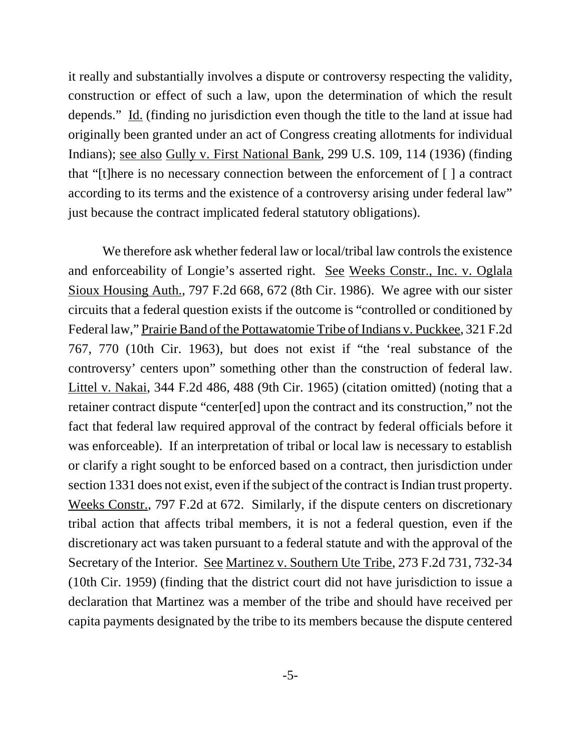it really and substantially involves a dispute or controversy respecting the validity, construction or effect of such a law, upon the determination of which the result depends." Id. (finding no jurisdiction even though the title to the land at issue had originally been granted under an act of Congress creating allotments for individual Indians); see also Gully v. First National Bank, 299 U.S. 109, 114 (1936) (finding that "[t]here is no necessary connection between the enforcement of [ ] a contract according to its terms and the existence of a controversy arising under federal law" just because the contract implicated federal statutory obligations).

We therefore ask whether federal law or local/tribal law controls the existence and enforceability of Longie's asserted right. See Weeks Constr., Inc. v. Oglala Sioux Housing Auth., 797 F.2d 668, 672 (8th Cir. 1986). We agree with our sister circuits that a federal question exists if the outcome is "controlled or conditioned by Federal law," Prairie Band of the Pottawatomie Tribe of Indians v. Puckkee, 321 F.2d 767, 770 (10th Cir. 1963), but does not exist if "the 'real substance of the controversy' centers upon" something other than the construction of federal law. Littel v. Nakai, 344 F.2d 486, 488 (9th Cir. 1965) (citation omitted) (noting that a retainer contract dispute "center[ed] upon the contract and its construction," not the fact that federal law required approval of the contract by federal officials before it was enforceable). If an interpretation of tribal or local law is necessary to establish or clarify a right sought to be enforced based on a contract, then jurisdiction under section 1331 does not exist, even if the subject of the contract is Indian trust property. Weeks Constr., 797 F.2d at 672. Similarly, if the dispute centers on discretionary tribal action that affects tribal members, it is not a federal question, even if the discretionary act was taken pursuant to a federal statute and with the approval of the Secretary of the Interior. See Martinez v. Southern Ute Tribe, 273 F.2d 731, 732-34 (10th Cir. 1959) (finding that the district court did not have jurisdiction to issue a declaration that Martinez was a member of the tribe and should have received per capita payments designated by the tribe to its members because the dispute centered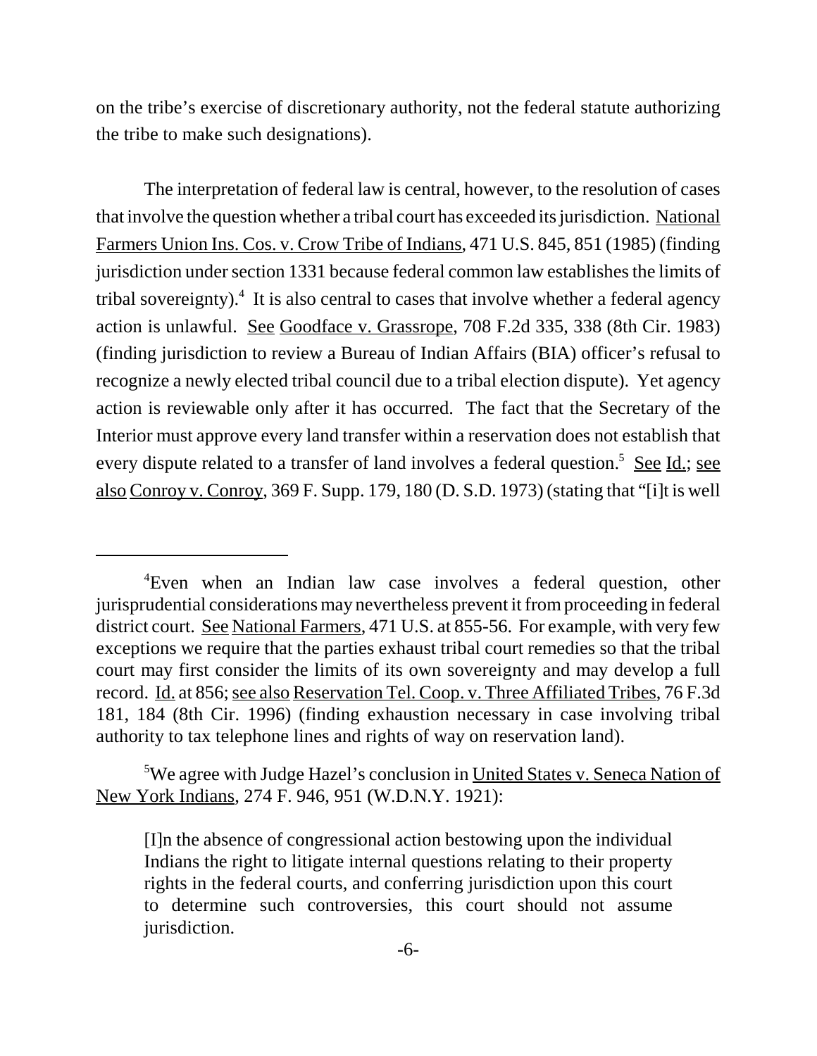on the tribe's exercise of discretionary authority, not the federal statute authorizing the tribe to make such designations).

The interpretation of federal law is central, however, to the resolution of cases that involve the question whether a tribal court has exceeded its jurisdiction. National Farmers Union Ins. Cos. v. Crow Tribe of Indians, 471 U.S. 845, 851 (1985) (finding jurisdiction under section 1331 because federal common law establishes the limits of tribal sovereignty).[4] It is also central to cases that involve whether a federal agency action is unlawful. See Goodface v. Grassrope, 708 F.2d 335, 338 (8th Cir. 1983) (finding jurisdiction to review a Bureau of Indian Affairs (BIA) officer's refusal to recognize a newly elected tribal council due to a tribal election dispute). Yet agency action is reviewable only after it has occurred. The fact that the Secretary of the Interior must approve every land transfer within a reservation does not establish that every dispute related to a transfer of land involves a federal question.[5] See Id.; see also Conroy v. Conroy, 369 F. Supp. 179, 180 (D. S.D. 1973) (stating that "[i]t is well

---

[4]Even when an Indian law case involves a federal question, other jurisprudential considerations may nevertheless prevent it from proceeding in federal district court. See National Farmers, 471 U.S. at 855-56. For example, with very few exceptions we require that the parties exhaust tribal court remedies so that the tribal court may first consider the limits of its own sovereignty and may develop a full record. Id. at 856; see also Reservation Tel. Coop. v. Three Affiliated Tribes, 76 F.3d 181, 184 (8th Cir. 1996) (finding exhaustion necessary in case involving tribal authority to tax telephone lines and rights of way on reservation land).

[5]We agree with Judge Hazel's conclusion in United States v. Seneca Nation of New York Indians, 274 F. 946, 951 (W.D.N.Y. 1921):

> [I]n the absence of congressional action bestowing upon the individual Indians the right to litigate internal questions relating to their property rights in the federal courts, and conferring jurisdiction upon this court to determine such controversies, this court should not assume jurisdiction.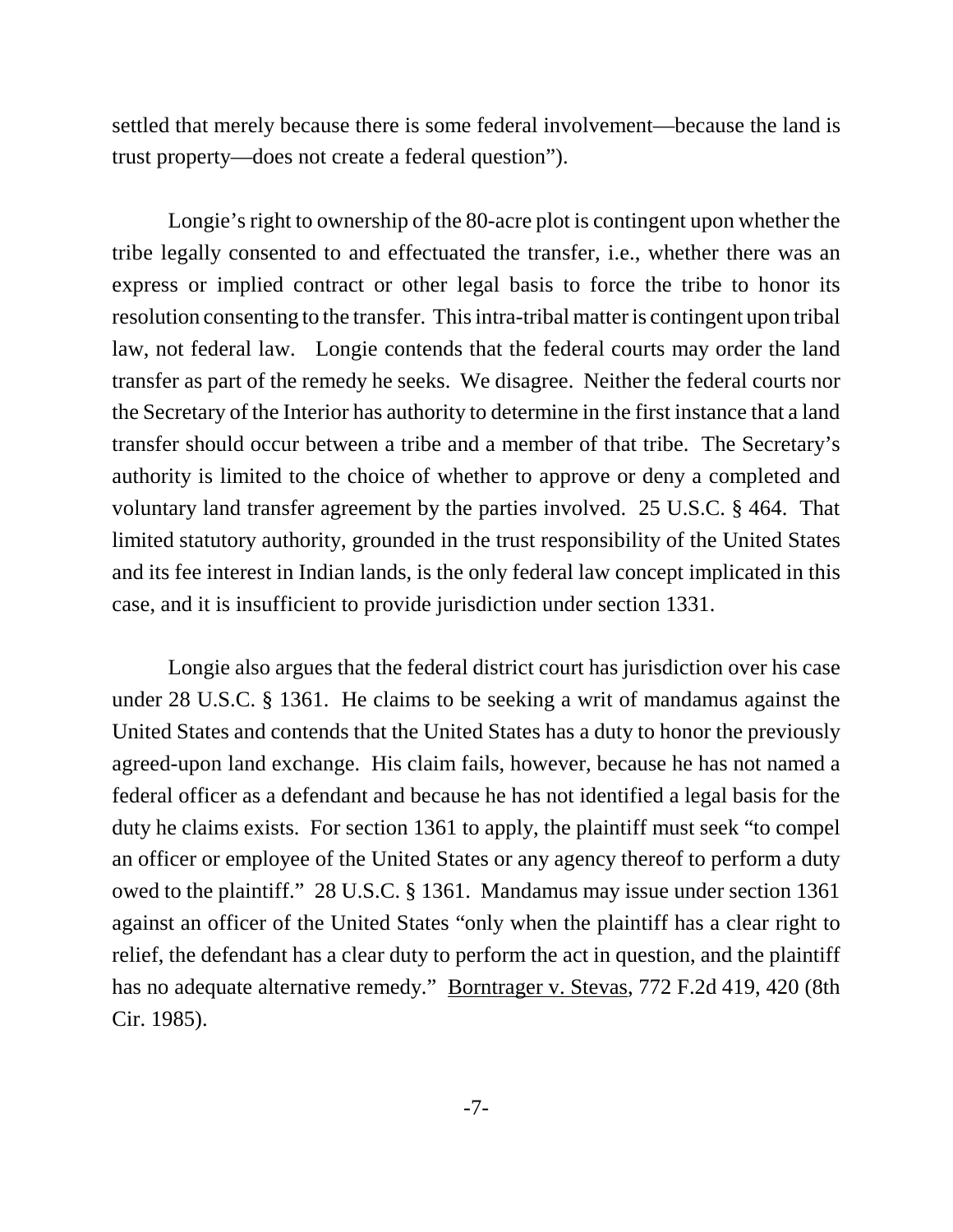settled that merely because there is some federal involvement—because the land is trust property—does not create a federal question").

Longie's right to ownership of the 80-acre plot is contingent upon whether the tribe legally consented to and effectuated the transfer, i.e., whether there was an express or implied contract or other legal basis to force the tribe to honor its resolution consenting to the transfer. This intra-tribal matter is contingent upon tribal law, not federal law. Longie contends that the federal courts may order the land transfer as part of the remedy he seeks. We disagree. Neither the federal courts nor the Secretary of the Interior has authority to determine in the first instance that a land transfer should occur between a tribe and a member of that tribe. The Secretary's authority is limited to the choice of whether to approve or deny a completed and voluntary land transfer agreement by the parties involved. 25 U.S.C. § 464. That limited statutory authority, grounded in the trust responsibility of the United States and its fee interest in Indian lands, is the only federal law concept implicated in this case, and it is insufficient to provide jurisdiction under section 1331.

Longie also argues that the federal district court has jurisdiction over his case under 28 U.S.C. § 1361. He claims to be seeking a writ of mandamus against the United States and contends that the United States has a duty to honor the previously agreed-upon land exchange. His claim fails, however, because he has not named a federal officer as a defendant and because he has not identified a legal basis for the duty he claims exists. For section 1361 to apply, the plaintiff must seek "to compel an officer or employee of the United States or any agency thereof to perform a duty owed to the plaintiff." 28 U.S.C. § 1361. Mandamus may issue under section 1361 against an officer of the United States "only when the plaintiff has a clear right to relief, the defendant has a clear duty to perform the act in question, and the plaintiff has no adequate alternative remedy." Borntrager v. Stevas, 772 F.2d 419, 420 (8th Cir. 1985).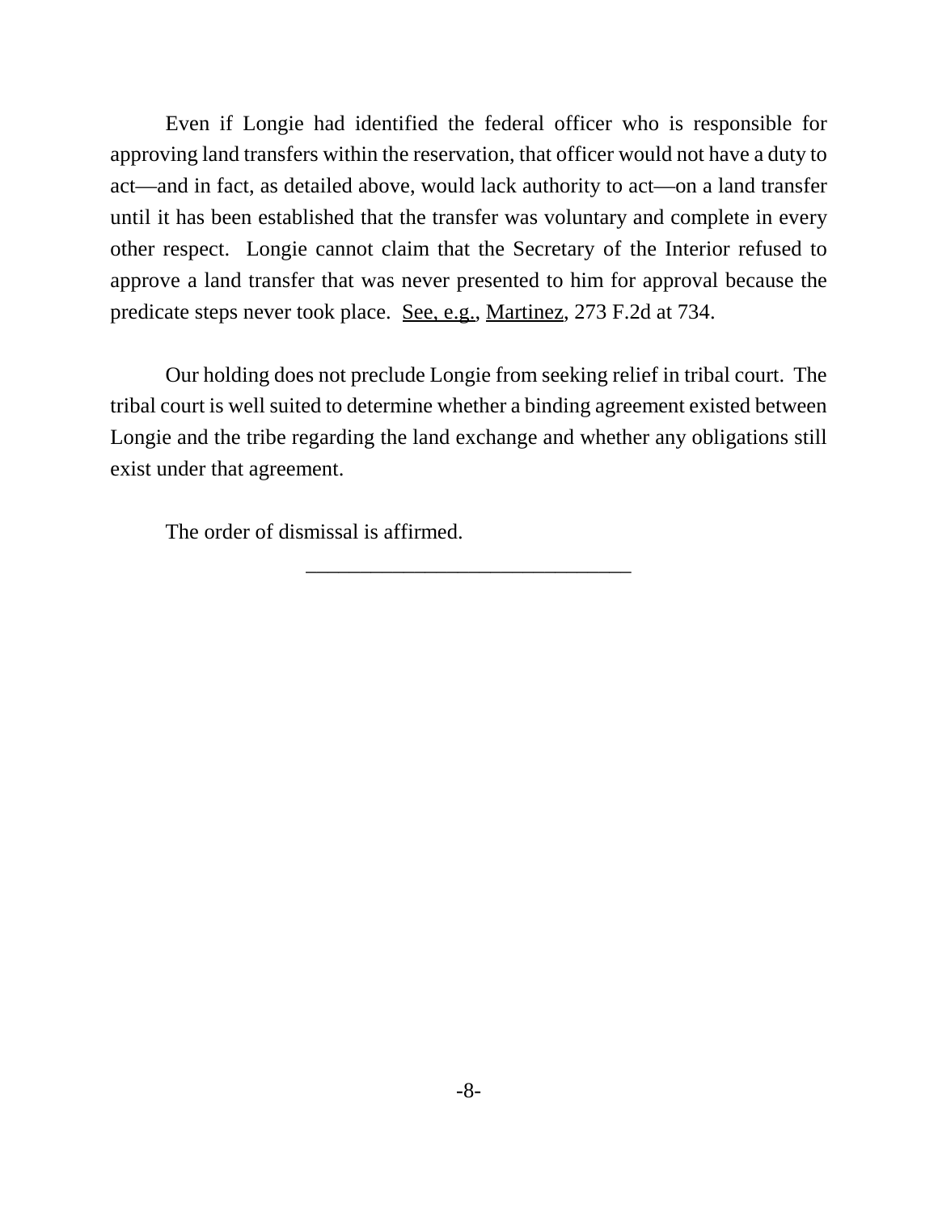Even if Longie had identified the federal officer who is responsible for approving land transfers within the reservation, that officer would not have a duty to act—and in fact, as detailed above, would lack authority to act—on a land transfer until it has been established that the transfer was voluntary and complete in every other respect. Longie cannot claim that the Secretary of the Interior refused to approve a land transfer that was never presented to him for approval because the predicate steps never took place. See, e.g., Martinez, 273 F.2d at 734.

Our holding does not preclude Longie from seeking relief in tribal court. The tribal court is well suited to determine whether a binding agreement existed between Longie and the tribe regarding the land exchange and whether any obligations still exist under that agreement.

The order of dismissal is affirmed.

______________________________